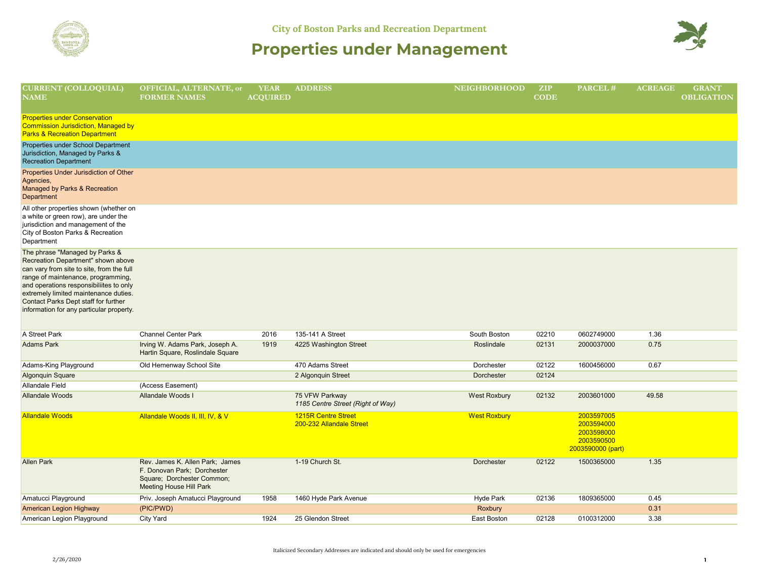# City of Boston Parks and Recreation Department

# Properties under Management

| CURRENT (COLLOQUIAL) NAME | OFFICIAL, ALTERNATE, or FORMER NAMES | YEAR ACQUIRED | ADDRESS | NEIGHBORHOOD | ZIP CODE | PARCEL # | ACREAGE | GRANT OBLIGATION |
|---|---|---|---|---|---|---|---|---|
| Properties under Conservation Commission Jurisdiction, Managed by Parks & Recreation Department | | | | | | | | |
| Properties under School Department Jurisdiction, Managed by Parks & Recreation Department | | | | | | | | |
| Properties Under Jurisdiction of Other Agencies, Managed by Parks & Recreation Department | | | | | | | | |
| All other properties shown (whether on a white or green row), are under the jurisdiction and management of the City of Boston Parks & Recreation Department | | | | | | | | |
| The phrase "Managed by Parks & Recreation Department" shown above can vary from site to site, from the full range of maintenance, programming, and operations responsibililites to only extremely limited maintenance duties. Contact Parks Dept staff for further information for any particular property. | | | | | | | | |
| A Street Park | Channel Center Park | 2016 | 135-141 A Street | South Boston | 02210 | 0602749000 | 1.36 | |
| Adams Park | Irving W. Adams Park, Joseph A. Hartin Square, Roslindale Square | 1919 | 4225 Washington Street | Roslindale | 02131 | 2000037000 | 0.75 | |
| Adams-King Playground | Old Hemenway School Site | | 470 Adams Street | Dorchester | 02122 | 1600456000 | 0.67 | |
| Algonquin Square | | | 2 Algonquin Street | Dorchester | 02124 | | | |
| Allandale Field | (Access Easement) | | | | | | | |
| Allandale Woods | Allandale Woods I | | 75 VFW Parkway<br>*1185 Centre Street (Right of Way)* | West Roxbury | 02132 | 2003601000 | 49.58 | |
| Allandale Woods | Allandale Woods II, III, IV, & V | | 1215R Centre Street<br>200-232 Allandale Street | West Roxbury | | 2003597005<br>2003594000<br>2003598000<br>2003590500<br>2003590000 (part) | | |
| Allen Park | Rev. James K. Allen Park; James F. Donovan Park; Dorchester Square; Dorchester Common; Meeting House Hill Park | | 1-19 Church St. | Dorchester | 02122 | 1500365000 | 1.35 | |
| Amatucci Playground | Priv. Joseph Amatucci Playground | 1958 | 1460 Hyde Park Avenue | Hyde Park | 02136 | 1809365000 | 0.45 | |
| American Legion Highway | (PIC/PWD) | | | Roxbury | | | 0.31 | |
| American Legion Playground | City Yard | 1924 | 25 Glendon Street | East Boston | 02128 | 0100312000 | 3.38 | |

Italicized Secondary Addresses are indicated and should only be used for emergencies

2/26/2020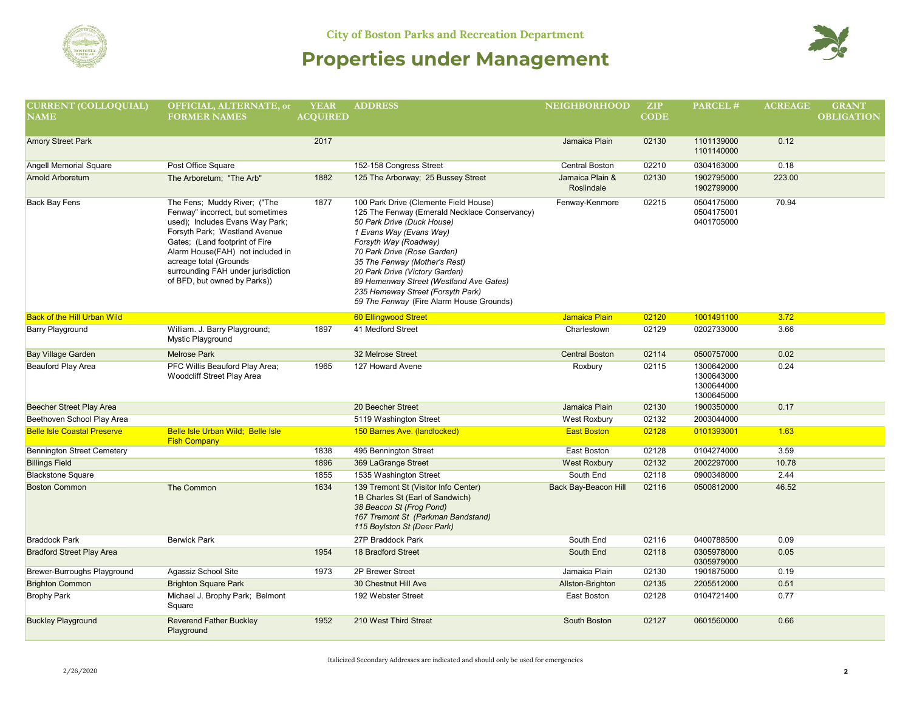City of Boston Parks and Recreation Department

# Properties under Management

| CURRENT (COLLOQUIAL) NAME | OFFICIAL, ALTERNATE, or FORMER NAMES | YEAR ACQUIRED | ADDRESS | NEIGHBORHOOD | ZIP CODE | PARCEL # | ACREAGE | GRANT OBLIGATION |
|---|---|---|---|---|---|---|---|---|
| Amory Street Park | | 2017 | | Jamaica Plain | 02130 | 1101139000<br>1101140000 | 0.12 | |
| Angell Memorial Square | Post Office Square | | 152-158 Congress Street | Central Boston | 02210 | 0304163000 | 0.18 | |
| Arnold Arboretum | The Arboretum; "The Arb" | 1882 | 125 The Arborway; 25 Bussey Street | Jamaica Plain & Roslindale | 02130 | 1902795000<br>1902799000 | 223.00 | |
| Back Bay Fens | The Fens; Muddy River; ("The Fenway" incorrect, but sometimes used); Includes Evans Way Park; Forsyth Park; Westland Avenue Gates; (Land footprint of Fire Alarm House(FAH) not included in acreage total (Grounds surrounding FAH under jurisdiction of BFD, but owned by Parks)) | 1877 | 100 Park Drive (Clemente Field House)<br>125 The Fenway (Emerald Necklace Conservancy)<br>*50 Park Drive (Duck House)*<br>*1 Evans Way (Evans Way)*<br>*Forsyth Way (Roadway)*<br>*70 Park Drive (Rose Garden)*<br>*35 The Fenway (Mother's Rest)*<br>*20 Park Drive (Victory Garden)*<br>*89 Hemenway Street (Westland Ave Gates)*<br>*235 Hemeway Street (Forsyth Park)*<br>*59 The Fenway (Fire Alarm House Grounds)* | Fenway-Kenmore | 02215 | 0504175000<br>0504175001<br>0401705000 | 70.94 | |
| Back of the Hill Urban Wild | | | 60 Ellingwood Street | Jamaica Plain | 02120 | 1001491100 | 3.72 | |
| Barry Playground | William. J. Barry Playground; Mystic Playground | 1897 | 41 Medford Street | Charlestown | 02129 | 0202733000 | 3.66 | |
| Bay Village Garden | Melrose Park | | 32 Melrose Street | Central Boston | 02114 | 0500757000 | 0.02 | |
| Beauford Play Area | PFC Willis Beauford Play Area; Woodcliff Street Play Area | 1965 | 127 Howard Avene | Roxbury | 02115 | 1300642000<br>1300643000<br>1300644000<br>1300645000 | 0.24 | |
| Beecher Street Play Area | | | 20 Beecher Street | Jamaica Plain | 02130 | 1900350000 | 0.17 | |
| Beethoven School Play Area | | | 5119 Washington Street | West Roxbury | 02132 | 2003044000 | | |
| Belle Isle Coastal Preserve | Belle Isle Urban Wild; Belle Isle Fish Company | | 150 Barnes Ave. (landlocked) | East Boston | 02128 | 0101393001 | 1.63 | |
| Bennington Street Cemetery | | 1838 | 495 Bennington Street | East Boston | 02128 | 0104274000 | 3.59 | |
| Billings Field | | 1896 | 369 LaGrange Street | West Roxbury | 02132 | 2002297000 | 10.78 | |
| Blackstone Square | | 1855 | 1535 Washington Street | South End | 02118 | 0900348000 | 2.44 | |
| Boston Common | The Common | 1634 | 139 Tremont St (Visitor Info Center)<br>1B Charles St (Earl of Sandwich)<br>*38 Beacon St (Frog Pond)*<br>*167 Tremont St (Parkman Bandstand)*<br>*115 Boylston St (Deer Park)* | Back Bay-Beacon Hill | 02116 | 0500812000 | 46.52 | |
| Braddock Park | Berwick Park | | 27P Braddock Park | South End | 02116 | 0400788500 | 0.09 | |
| Bradford Street Play Area | | 1954 | 18 Bradford Street | South End | 02118 | 0305978000<br>0305979000 | 0.05 | |
| Brewer-Burroughs Playground | Agassiz School Site | 1973 | 2P Brewer Street | Jamaica Plain | 02130 | 1901875000 | 0.19 | |
| Brighton Common | Brighton Square Park | | 30 Chestnut Hill Ave | Allston-Brighton | 02135 | 2205512000 | 0.51 | |
| Brophy Park | Michael J. Brophy Park; Belmont Square | | 192 Webster Street | East Boston | 02128 | 0104721400 | 0.77 | |
| Buckley Playground | Reverend Father Buckley Playground | 1952 | 210 West Third Street | South Boston | 02127 | 0601560000 | 0.66 | |

Italicized Secondary Addresses are indicated and should only be used for emergencies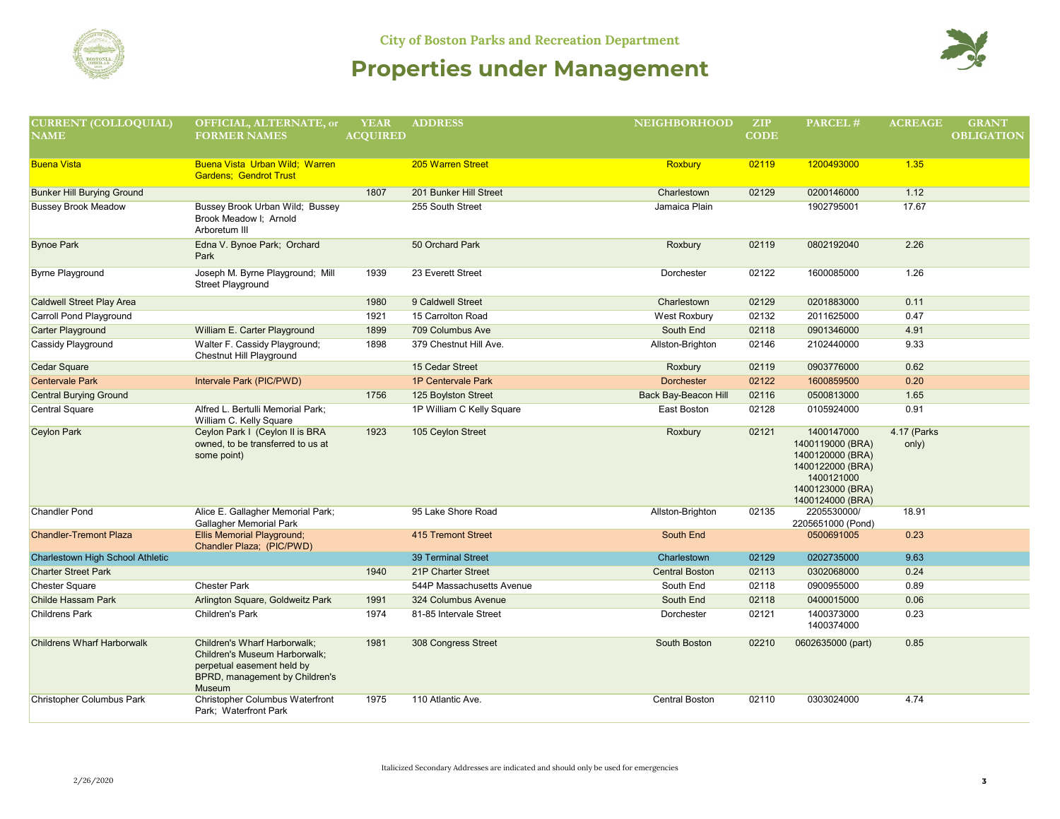City of Boston Parks and Recreation Department

# Properties under Management

| CURRENT (COLLOQUIAL) NAME | OFFICIAL, ALTERNATE, or FORMER NAMES | YEAR ACQUIRED | ADDRESS | NEIGHBORHOOD | ZIP CODE | PARCEL # | ACREAGE | GRANT OBLIGATION |
|---|---|---|---|---|---|---|---|---|
| Buena Vista | Buena Vista Urban Wild; Warren Gardens; Gendrot Trust | | 205 Warren Street | Roxbury | 02119 | 1200493000 | 1.35 | |
| Bunker Hill Burying Ground | | 1807 | 201 Bunker Hill Street | Charlestown | 02129 | 0200146000 | 1.12 | |
| Bussey Brook Meadow | Bussey Brook Urban Wild; Bussey Brook Meadow I; Arnold Arboretum III | | 255 South Street | Jamaica Plain | | 1902795001 | 17.67 | |
| Bynoe Park | Edna V. Bynoe Park; Orchard Park | | 50 Orchard Park | Roxbury | 02119 | 0802192040 | 2.26 | |
| Byrne Playground | Joseph M. Byrne Playground; Mill Street Playground | 1939 | 23 Everett Street | Dorchester | 02122 | 1600085000 | 1.26 | |
| Caldwell Street Play Area | | 1980 | 9 Caldwell Street | Charlestown | 02129 | 0201883000 | 0.11 | |
| Carroll Pond Playground | | 1921 | 15 Carrolton Road | West Roxbury | 02132 | 2011625000 | 0.47 | |
| Carter Playground | William E. Carter Playground | 1899 | 709 Columbus Ave | South End | 02118 | 0901346000 | 4.91 | |
| Cassidy Playground | Walter F. Cassidy Playground; Chestnut Hill Playground | 1898 | 379 Chestnut Hill Ave. | Allston-Brighton | 02146 | 2102440000 | 9.33 | |
| Cedar Square | | | 15 Cedar Street | Roxbury | 02119 | 0903776000 | 0.62 | |
| Centervale Park | Intervale Park (PIC/PWD) | | 1P Centervale Park | Dorchester | 02122 | 1600859500 | 0.20 | |
| Central Burying Ground | | 1756 | 125 Boylston Street | Back Bay-Beacon Hill | 02116 | 0500813000 | 1.65 | |
| Central Square | Alfred L. Bertulli Memorial Park; William C. Kelly Square | | 1P William C Kelly Square | East Boston | 02128 | 0105924000 | 0.91 | |
| Ceylon Park | Ceylon Park I (Ceylon II is BRA owned, to be transferred to us at some point) | 1923 | 105 Ceylon Street | Roxbury | 02121 | 1400147000<br>1400119000 (BRA)<br>1400120000 (BRA)<br>1400122000 (BRA)<br>1400121000<br>1400123000 (BRA)<br>1400124000 (BRA) | 4.17 (Parks only) | |
| Chandler Pond | Alice E. Gallagher Memorial Park; Gallagher Memorial Park | | 95 Lake Shore Road | Allston-Brighton | 02135 | 2205530000/<br>2205651000 (Pond) | 18.91 | |
| Chandler-Tremont Plaza | Ellis Memorial Playground; Chandler Plaza; (PIC/PWD) | | 415 Tremont Street | South End | | 0500691005 | 0.23 | |
| Charlestown High School Athletic | | | 39 Terminal Street | Charlestown | 02129 | 0202735000 | 9.63 | |
| Charter Street Park | | 1940 | 21P Charter Street | Central Boston | 02113 | 0302068000 | 0.24 | |
| Chester Square | Chester Park | | 544P Massachusetts Avenue | South End | 02118 | 0900955000 | 0.89 | |
| Childe Hassam Park | Arlington Square, Goldweitz Park | 1991 | 324 Columbus Avenue | South End | 02118 | 0400015000 | 0.06 | |
| Childrens Park | Children's Park | 1974 | 81-85 Intervale Street | Dorchester | 02121 | 1400373000<br>1400374000 | 0.23 | |
| Childrens Wharf Harborwalk | Children's Wharf Harborwalk; Children's Museum Harborwalk; perpetual easement held by BPRD, management by Children's Museum | 1981 | 308 Congress Street | South Boston | 02210 | 0602635000 (part) | 0.85 | |
| Christopher Columbus Park | Christopher Columbus Waterfront Park; Waterfront Park | 1975 | 110 Atlantic Ave. | Central Boston | 02110 | 0303024000 | 4.74 | |

Italicized Secondary Addresses are indicated and should only be used for emergencies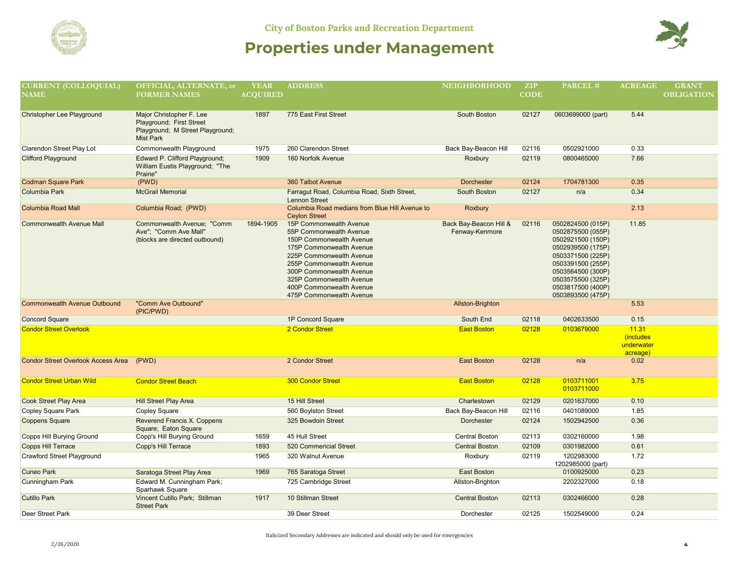# City of Boston Parks and Recreation Department

## Properties under Management

| CURRENT (COLLOQUIAL) NAME | OFFICIAL, ALTERNATE, or FORMER NAMES | YEAR ACQUIRED | ADDRESS | NEIGHBORHOOD | ZIP CODE | PARCEL # | ACREAGE | GRANT OBLIGATION |
|---|---|---|---|---|---|---|---|---|
| Christopher Lee Playground | Major Christopher F. Lee Playground; First Street Playground; M Street Playground; Mist Park | 1897 | 775 East First Street | South Boston | 02127 | 0603699000 (part) | 5.44 | |
| Clarendon Street Play Lot | Commonwealth Playground | 1975 | 260 Clarendon Street | Back Bay-Beacon Hill | 02116 | 0502921000 | 0.33 | |
| Clifford Playground | Edward P. Clifford Playground; William Eustis Playground; "The Prairie" | 1909 | 160 Norfolk Avenue | Roxbury | 02119 | 0800465000 | 7.66 | |
| Codman Square Park | (PWD) | | 360 Talbot Avenue | Dorchester | 02124 | 1704781300 | 0.35 | |
| Columbia Park | McGrail Memorial | | Farragut Road, Columbia Road, Sixth Street, Lennon Street | South Boston | 02127 | n/a | 0.34 | |
| Columbia Road Mall | Columbia Road; (PWD) | | Columbia Road medians from Blue Hill Avenue to Ceylon Street | Roxbury | | | 2.13 | |
| Commonwealth Avenue Mall | Commonwealth Avenue; "Comm Ave"; "Comm Ave Mall" (blocks are directed outbound) | 1894-1905 | 15P Commonwealth Avenue<br>55P Commonwealth Avenue<br>150P Commonwealth Avenue<br>175P Commonwealth Avenue<br>225P Commonwealth Avenue<br>255P Commonwealth Avenue<br>300P Commonwealth Avenue<br>325P Commonwealth Avenue<br>400P Commonwealth Avenue<br>475P Commonwealth Avenue | Back Bay-Beacon Hill & Fenway-Kenmore | 02116 | 0502824500 (015P)<br>0502875500 (055P)<br>0502921500 (150P)<br>0502939500 (175P)<br>0503371500 (225P)<br>0503391500 (255P)<br>0503564500 (300P)<br>0503575500 (325P)<br>0503817500 (400P)<br>0503893500 (475P) | 11.85 | |
| Commonwealth Avenue Outbound | "Comm Ave Outbound" (PIC/PWD) | | | Allston-Brighton | | | 5.53 | |
| Concord Square | | | 1P Concord Square | South End | 02118 | 0402633500 | 0.15 | |
| Condor Street Overlook | | | 2 Condor Street | East Boston | 02128 | 0103679000 | 11.31 (includes underwater acreage) | |
| Condor Street Overlook Access Area | (PWD) | | 2 Condor Street | East Boston | 02128 | n/a | 0.02 | |
| Condor Street Urban Wild | Condor Street Beach | | 300 Condor Street | East Boston | 02128 | 0103711001<br>0103711000 | 3.75 | |
| Cook Street Play Area | Hill Street Play Area | | 15 Hill Street | Charlestown | 02129 | 0201637000 | 0.10 | |
| Copley Square Park | Copley Square | | 560 Boylston Street | Back Bay-Beacon Hill | 02116 | 0401089000 | 1.85 | |
| Coppens Square | Reverend Francis X. Coppens Square; Eaton Square | | 325 Bowdoin Street | Dorchester | 02124 | 1502942500 | 0.36 | |
| Copps Hill Burying Ground | Copp's Hill Burying Ground | 1659 | 45 Hull Street | Central Boston | 02113 | 0302160000 | 1.98 | |
| Copps Hill Terrace | Copp's Hill Terrace | 1893 | 520 Commericial Street | Central Boston | 02109 | 0301982000 | 0.61 | |
| Crawford Street Playground | | 1965 | 320 Walnut Avenue | Roxbury | 02119 | 1202983000<br>1202985000 (part) | 1.72 | |
| Cuneo Park | Saratoga Street Play Area | 1969 | 765 Saratoga Street | East Boston | | 0100925000 | 0.23 | |
| Cunningham Park | Edward M. Cunningham Park; Sparhawk Square | | 725 Cambridge Street | Allston-Brighton | | 2202327000 | 0.18 | |
| Cutillo Park | Vincent Cutillo Park; Stillman Street Park | 1917 | 10 Stillman Street | Central Boston | 02113 | 0302466000 | 0.28 | |
| Deer Street Park | | | 39 Deer Street | Dorchester | 02125 | 1502549000 | 0.24 | |

Italicized Secondary Addresses are indicated and should only be used for emergencies

2/26/2020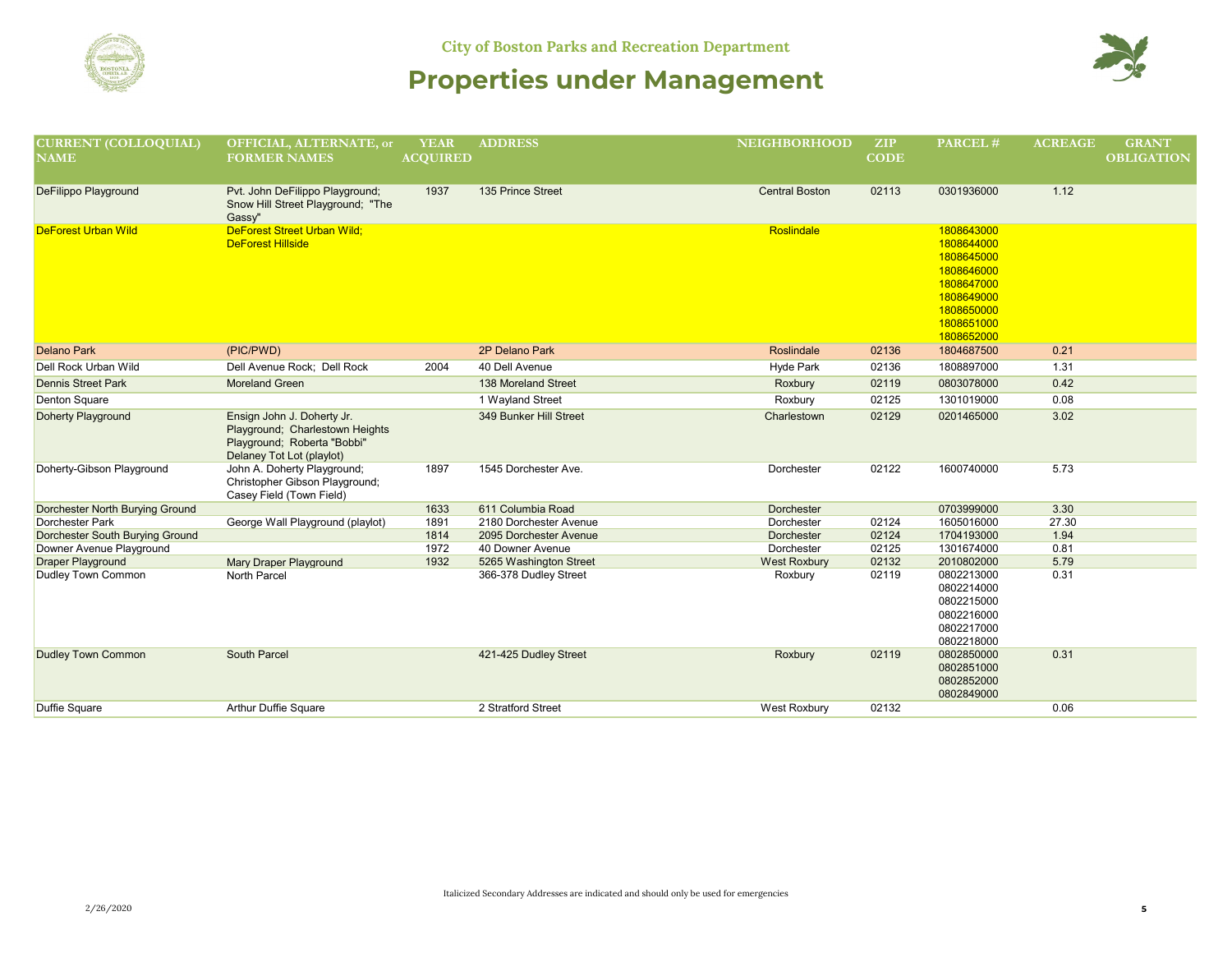# City of Boston Parks and Recreation Department

# Properties under Management

| CURRENT (COLLOQUIAL) NAME | OFFICIAL, ALTERNATE, or FORMER NAMES | YEAR ACQUIRED | ADDRESS | NEIGHBORHOOD | ZIP CODE | PARCEL # | ACREAGE | GRANT OBLIGATION |
|---|---|---|---|---|---|---|---|---|
| DeFilippo Playground | Pvt. John DeFilippo Playground; Snow Hill Street Playground; "The Gassy" | 1937 | 135 Prince Street | Central Boston | 02113 | 0301936000 | 1.12 | |
| DeForest Urban Wild | DeForest Street Urban Wild; DeForest Hillside | | | Roslindale | | 1808643000 1808644000 1808645000 1808646000 1808647000 1808649000 1808650000 1808651000 1808652000 | | |
| Delano Park | (PIC/PWD) | | 2P Delano Park | Roslindale | 02136 | 1804687500 | 0.21 | |
| Dell Rock Urban Wild | Dell Avenue Rock; Dell Rock | 2004 | 40 Dell Avenue | Hyde Park | 02136 | 1808897000 | 1.31 | |
| Dennis Street Park | Moreland Green | | 138 Moreland Street | Roxbury | 02119 | 0803078000 | 0.42 | |
| Denton Square | | | 1 Wayland Street | Roxbury | 02125 | 1301019000 | 0.08 | |
| Doherty Playground | Ensign John J. Doherty Jr. Playground; Charlestown Heights Playground; Roberta "Bobbi" Delaney Tot Lot (playlot) | | 349 Bunker Hill Street | Charlestown | 02129 | 0201465000 | 3.02 | |
| Doherty-Gibson Playground | John A. Doherty Playground; Christopher Gibson Playground; Casey Field (Town Field) | 1897 | 1545 Dorchester Ave. | Dorchester | 02122 | 1600740000 | 5.73 | |
| Dorchester North Burying Ground | | 1633 | 611 Columbia Road | Dorchester | | 0703999000 | 3.30 | |
| Dorchester Park | George Wall Playground (playlot) | 1891 | 2180 Dorchester Avenue | Dorchester | 02124 | 1605016000 | 27.30 | |
| Dorchester South Burying Ground | | 1814 | 2095 Dorchester Avenue | Dorchester | 02124 | 1704193000 | 1.94 | |
| Downer Avenue Playground | | 1972 | 40 Downer Avenue | Dorchester | 02125 | 1301674000 | 0.81 | |
| Draper Playground | Mary Draper Playground | 1932 | 5265 Washington Street | West Roxbury | 02132 | 2010802000 | 5.79 | |
| Dudley Town Common | North Parcel | | 366-378 Dudley Street | Roxbury | 02119 | 0802213000 0802214000 0802215000 0802216000 0802217000 0802218000 | 0.31 | |
| Dudley Town Common | South Parcel | | 421-425 Dudley Street | Roxbury | 02119 | 0802850000 0802851000 0802852000 0802849000 | 0.31 | |
| Duffie Square | Arthur Duffie Square | | 2 Stratford Street | West Roxbury | 02132 | | 0.06 | |

Italicized Secondary Addresses are indicated and should only be used for emergencies

2/26/2020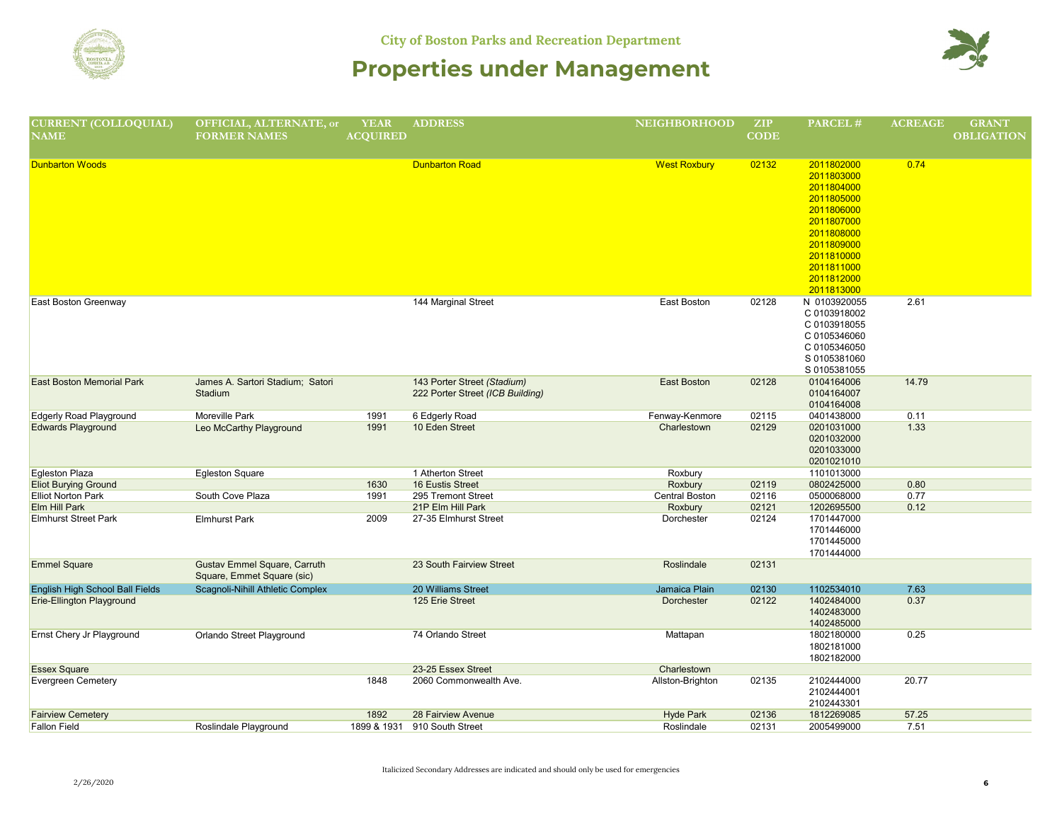# Properties under Management

City of Boston Parks and Recreation Department

| CURRENT (COLLOQUIAL) NAME | OFFICIAL, ALTERNATE, or FORMER NAMES | YEAR ACQUIRED | ADDRESS | NEIGHBORHOOD | ZIP CODE | PARCEL # | ACREAGE | GRANT OBLIGATION |
|---|---|---|---|---|---|---|---|---|
| Dunbarton Woods | | | Dunbarton Road | West Roxbury | 02132 | 2011802000<br>2011803000<br>2011804000<br>2011805000<br>2011806000<br>2011807000<br>2011808000<br>2011809000<br>2011810000<br>2011811000<br>2011812000<br>2011813000 | 0.74 | |
| East Boston Greenway | | | 144 Marginal Street | East Boston | 02128 | N 0103920055<br>C 0103918002<br>C 0103918055<br>C 0105346060<br>C 0105346050<br>S 0105381060<br>S 0105381055 | 2.61 | |
| East Boston Memorial Park | James A. Sartori Stadium; Satori Stadium | | 143 Porter Street *(Stadium)*<br>222 Porter Street *(ICB Building)* | East Boston | 02128 | 0104164006<br>0104164007<br>0104164008 | 14.79 | |
| Edgerly Road Playground | Moreville Park | 1991 | 6 Edgerly Road | Fenway-Kenmore | 02115 | 0401438000 | 0.11 | |
| Edwards Playground | Leo McCarthy Playground | 1991 | 10 Eden Street | Charlestown | 02129 | 0201031000<br>0201032000<br>0201033000<br>0201021010 | 1.33 | |
| Egleston Plaza | Egleston Square | | 1 Atherton Street | Roxbury | | 1101013000 | | |
| Eliot Burying Ground | | 1630 | 16 Eustis Street | Roxbury | 02119 | 0802425000 | 0.80 | |
| Elliot Norton Park | South Cove Plaza | 1991 | 295 Tremont Street | Central Boston | 02116 | 0500068000 | 0.77 | |
| Elm Hill Park | | | 21P Elm Hill Park | Roxbury | 02121 | 1202695500 | 0.12 | |
| Elmhurst Street Park | Elmhurst Park | 2009 | 27-35 Elmhurst Street | Dorchester | 02124 | 1701447000<br>1701446000<br>1701445000<br>1701444000 | | |
| Emmel Square | Gustav Emmel Square, Carruth Square, Emmet Square (sic) | | 23 South Fairview Street | Roslindale | 02131 | | | |
| English High School Ball Fields | Scagnoli-Nihill Athletic Complex | | 20 Williams Street | Jamaica Plain | 02130 | 1102534010 | 7.63 | |
| Erie-Ellington Playground | | | 125 Erie Street | Dorchester | 02122 | 1402484000<br>1402483000<br>1402485000 | 0.37 | |
| Ernst Chery Jr Playground | Orlando Street Playground | | 74 Orlando Street | Mattapan | | 1802180000<br>1802181000<br>1802182000 | 0.25 | |
| Essex Square | | | 23-25 Essex Street | Charlestown | | | | |
| Evergreen Cemetery | | 1848 | 2060 Commonwealth Ave. | Allston-Brighton | 02135 | 2102444000<br>2102444001<br>2102443301 | 20.77 | |
| Fairview Cemetery | | 1892 | 28 Fairview Avenue | Hyde Park | 02136 | 1812269085 | 57.25 | |
| Fallon Field | Roslindale Playground | 1899 & 1931 | 910 South Street | Roslindale | 02131 | 2005499000 | 7.51 | |

Italicized Secondary Addresses are indicated and should only be used for emergencies

2/26/2020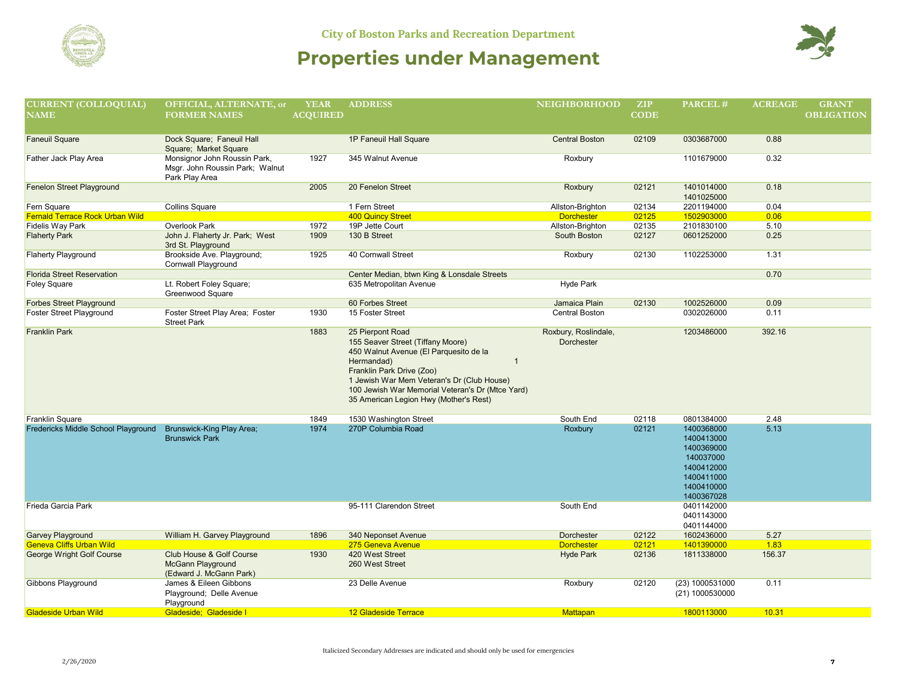City of Boston Parks and Recreation Department

# Properties under Management

| CURRENT (COLLOQUIAL) NAME | OFFICIAL, ALTERNATE, or FORMER NAMES | YEAR ACQUIRED | ADDRESS | NEIGHBORHOOD | ZIP CODE | PARCEL # | ACREAGE | GRANT OBLIGATION |
|---|---|---|---|---|---|---|---|---|
| Faneuil Square | Dock Square; Faneuil Hall Square; Market Square | | 1P Faneuil Hall Square | Central Boston | 02109 | 0303687000 | 0.88 | |
| Father Jack Play Area | Monsignor John Roussin Park, Msgr. John Roussin Park; Walnut Park Play Area | 1927 | 345 Walnut Avenue | Roxbury | | 1101679000 | 0.32 | |
| Fenelon Street Playground | | 2005 | 20 Fenelon Street | Roxbury | 02121 | 1401014000<br>1401025000 | 0.18 | |
| Fern Square | Collins Square | | 1 Fern Street | Allston-Brighton | 02134 | 2201194000 | 0.04 | |
| Fernald Terrace Rock Urban Wild | | | 400 Quincy Street | Dorchester | 02125 | 1502903000 | 0.06 | |
| Fidelis Way Park | Overlook Park | 1972 | 19P Jette Court | Allston-Brighton | 02135 | 2101830100 | 5.10 | |
| Flaherty Park | John J. Flaherty Jr. Park; West 3rd St. Playground | 1909 | 130 B Street | South Boston | 02127 | 0601252000 | 0.25 | |
| Flaherty Playground | Brookside Ave. Playground; Cornwall Playground | 1925 | 40 Cornwall Street | Roxbury | 02130 | 1102253000 | 1.31 | |
| Florida Street Reservation | | | Center Median, btwn King & Lonsdale Streets | | | | 0.70 | |
| Foley Square | Lt. Robert Foley Square; Greenwood Square | | 635 Metropolitan Avenue | Hyde Park | | | | |
| Forbes Street Playground | | | 60 Forbes Street | Jamaica Plain | 02130 | 1002526000 | 0.09 | |
| Foster Street Playground | Foster Street Play Area; Foster Street Park | 1930 | 15 Foster Street | Central Boston | | 0302026000 | 0.11 | |
| Franklin Park | | 1883 | 25 Pierpont Road<br>155 Seaver Street (Tiffany Moore)<br>450 Walnut Avenue (El Parquesito de la Hermandad) 1<br>Franklin Park Drive (Zoo)<br>1 Jewish War Mem Veteran's Dr (Club House)<br>100 Jewish War Memorial Veteran's Dr (Mtce Yard)<br>35 American Legion Hwy (Mother's Rest) | Roxbury, Roslindale, Dorchester | | 1203486000 | 392.16 | |
| Franklin Square | | 1849 | 1530 Washington Street | South End | 02118 | 0801384000 | 2.48 | |
| Fredericks Middle School Playground | Brunswick-King Play Area; Brunswick Park | 1974 | 270P Columbia Road | Roxbury | 02121 | 1400368000<br>1400413000<br>1400369000<br>140037000<br>1400412000<br>1400411000<br>1400410000<br>1400367028 | 5.13 | |
| Frieda Garcia Park | | | 95-111 Clarendon Street | South End | | 0401142000<br>0401143000<br>0401144000 | | |
| Garvey Playground | William H. Garvey Playground | 1896 | 340 Neponset Avenue | Dorchester | 02122 | 1602436000 | 5.27 | |
| Geneva Cliffs Urban Wild | | | 275 Geneva Avenue | Dorchester | 02121 | 1401390000 | 1.83 | |
| George Wright Golf Course | Club House & Golf Course<br>McGann Playground (Edward J. McGann Park) | 1930 | 420 West Street<br>260 West Street | Hyde Park | 02136 | 1811338000 | 156.37 | |
| Gibbons Playground | James & Eileen Gibbons Playground; Delle Avenue Playground | | 23 Delle Avenue | Roxbury | 02120 | (23) 1000531000<br>(21) 1000530000 | 0.11 | |
| Gladeside Urban Wild | Gladeside; Gladeside I | | 12 Gladeside Terrace | Mattapan | | 1800113000 | 10.31 | |

Italicized Secondary Addresses are indicated and should only be used for emergencies

2/26/2020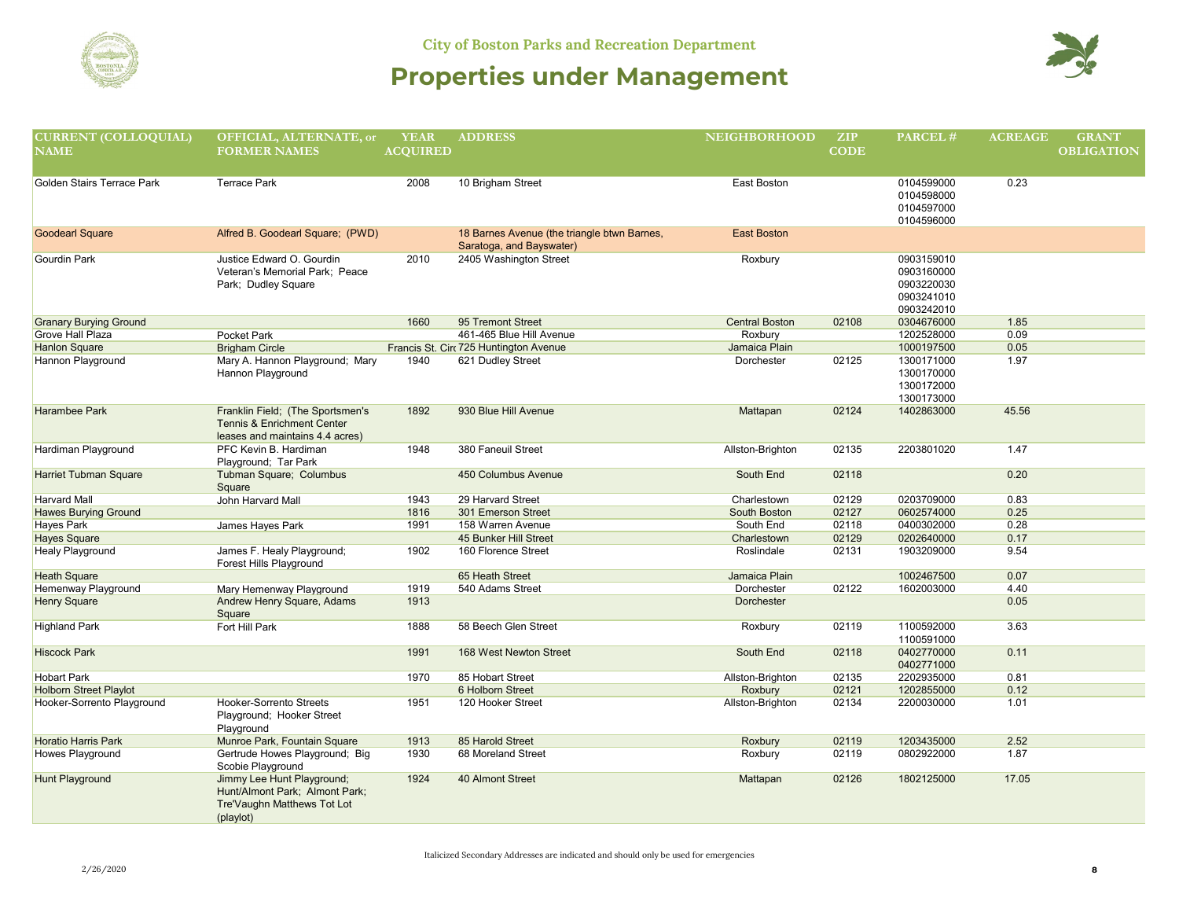City of Boston Parks and Recreation Department

# Properties under Management

| CURRENT (COLLOQUIAL) NAME | OFFICIAL, ALTERNATE, or FORMER NAMES | YEAR ACQUIRED | ADDRESS | NEIGHBORHOOD | ZIP CODE | PARCEL # | ACREAGE | GRANT OBLIGATION |
|---|---|---|---|---|---|---|---|---|
| Golden Stairs Terrace Park | Terrace Park | 2008 | 10 Brigham Street | East Boston | | 0104599000 0104598000 0104597000 0104596000 | 0.23 | |
| Goodearl Square | Alfred B. Goodearl Square; (PWD) | | 18 Barnes Avenue (the triangle btwn Barnes, Saratoga, and Bayswater) | East Boston | | | | |
| Gourdin Park | Justice Edward O. Gourdin Veteran's Memorial Park; Peace Park; Dudley Square | 2010 | 2405 Washington Street | Roxbury | | 0903159010 0903160000 0903220030 0903241010 0903242010 | | |
| Granary Burying Ground | | 1660 | 95 Tremont Street | Central Boston | 02108 | 0304676000 | 1.85 | |
| Grove Hall Plaza | Pocket Park | | 461-465 Blue Hill Avenue | Roxbury | | 1202528000 | 0.09 | |
| Hanlon Square | Brigham Circle | Francis St. Circ | 725 Huntington Avenue | Jamaica Plain | | 1000197500 | 0.05 | |
| Hannon Playground | Mary A. Hannon Playground; Mary Hannon Playground | 1940 | 621 Dudley Street | Dorchester | 02125 | 1300171000 1300170000 1300172000 1300173000 | 1.97 | |
| Harambee Park | Franklin Field; (The Sportsmen's Tennis & Enrichment Center leases and maintains 4.4 acres) | 1892 | 930 Blue Hill Avenue | Mattapan | 02124 | 1402863000 | 45.56 | |
| Hardiman Playground | PFC Kevin B. Hardiman Playground; Tar Park | 1948 | 380 Faneuil Street | Allston-Brighton | 02135 | 2203801020 | 1.47 | |
| Harriet Tubman Square | Tubman Square; Columbus Square | | 450 Columbus Avenue | South End | 02118 | | 0.20 | |
| Harvard Mall | John Harvard Mall | 1943 | 29 Harvard Street | Charlestown | 02129 | 0203709000 | 0.83 | |
| Hawes Burying Ground | | 1816 | 301 Emerson Street | South Boston | 02127 | 0602574000 | 0.25 | |
| Hayes Park | James Hayes Park | 1991 | 158 Warren Avenue | South End | 02118 | 0400302000 | 0.28 | |
| Hayes Square | | | 45 Bunker Hill Street | Charlestown | 02129 | 0202640000 | 0.17 | |
| Healy Playground | James F. Healy Playground; Forest Hills Playground | 1902 | 160 Florence Street | Roslindale | 02131 | 1903209000 | 9.54 | |
| Heath Square | | | 65 Heath Street | Jamaica Plain | | 1002467500 | 0.07 | |
| Hemenway Playground | Mary Hemenway Playground | 1919 | 540 Adams Street | Dorchester | 02122 | 1602003000 | 4.40 | |
| Henry Square | Andrew Henry Square, Adams Square | 1913 | | Dorchester | | | 0.05 | |
| Highland Park | Fort Hill Park | 1888 | 58 Beech Glen Street | Roxbury | 02119 | 1100592000 1100591000 | 3.63 | |
| Hiscock Park | | 1991 | 168 West Newton Street | South End | 02118 | 0402770000 0402771000 | 0.11 | |
| Hobart Park | | 1970 | 85 Hobart Street | Allston-Brighton | 02135 | 2202935000 | 0.81 | |
| Holborn Street Playlot | | | 6 Holborn Street | Roxbury | 02121 | 1202855000 | 0.12 | |
| Hooker-Sorrento Playground | Hooker-Sorrento Streets Playground; Hooker Street Playground | 1951 | 120 Hooker Street | Allston-Brighton | 02134 | 2200030000 | 1.01 | |
| Horatio Harris Park | Munroe Park, Fountain Square | 1913 | 85 Harold Street | Roxbury | 02119 | 1203435000 | 2.52 | |
| Howes Playground | Gertrude Howes Playground; Big Scobie Playground | 1930 | 68 Moreland Street | Roxbury | 02119 | 0802922000 | 1.87 | |
| Hunt Playground | Jimmy Lee Hunt Playground; Hunt/Almont Park; Almont Park; Tre'Vaughn Matthews Tot Lot (playlot) | 1924 | 40 Almont Street | Mattapan | 02126 | 1802125000 | 17.05 | |

Italicized Secondary Addresses are indicated and should only be used for emergencies

2/26/2020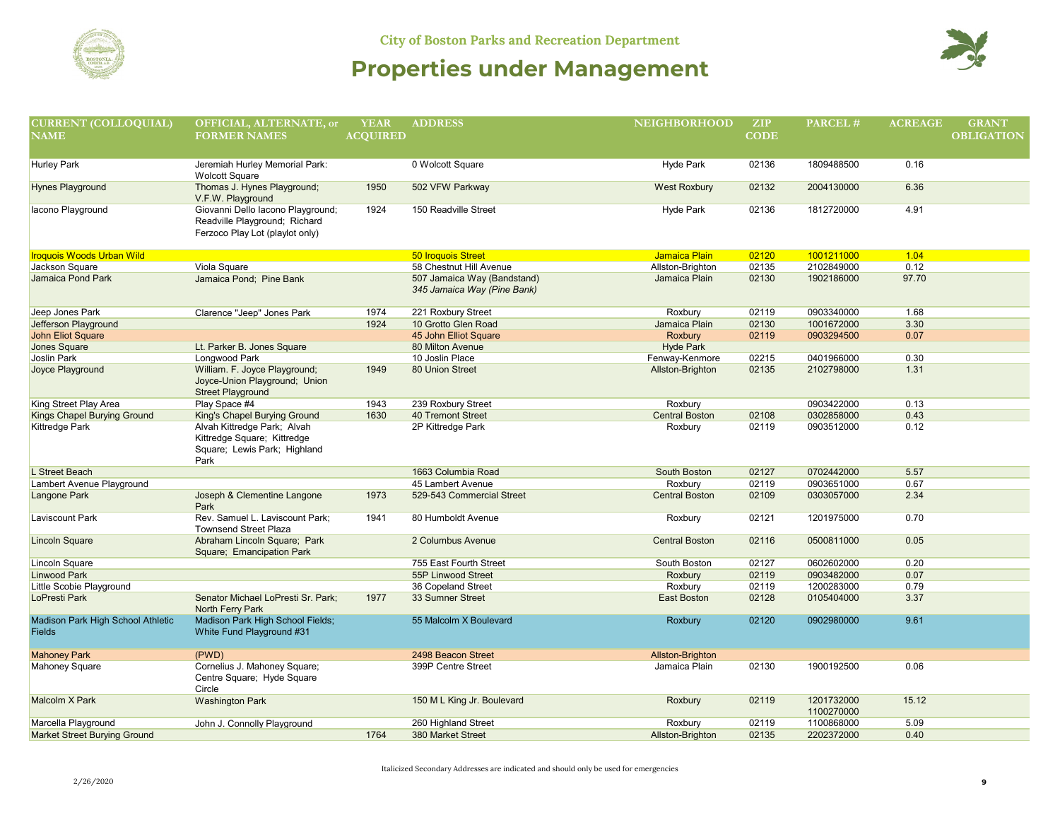City of Boston Parks and Recreation Department

# Properties under Management

| CURRENT (COLLOQUIAL) NAME | OFFICIAL, ALTERNATE, or FORMER NAMES | YEAR ACQUIRED | ADDRESS | NEIGHBORHOOD | ZIP CODE | PARCEL # | ACREAGE | GRANT OBLIGATION |
|---|---|---|---|---|---|---|---|---|
| Hurley Park | Jeremiah Hurley Memorial Park: Wolcott Square | | 0 Wolcott Square | Hyde Park | 02136 | 1809488500 | 0.16 | |
| Hynes Playground | Thomas J. Hynes Playground; V.F.W. Playground | 1950 | 502 VFW Parkway | West Roxbury | 02132 | 2004130000 | 6.36 | |
| Iacono Playground | Giovanni Dello Iacono Playground; Readville Playground; Richard Ferzoco Play Lot (playlot only) | 1924 | 150 Readville Street | Hyde Park | 02136 | 1812720000 | 4.91 | |
| Iroquois Woods Urban Wild | | | 50 Iroquois Street | Jamaica Plain | 02120 | 1001211000 | 1.04 | |
| Jackson Square | Viola Square | | 58 Chestnut Hill Avenue | Allston-Brighton | 02135 | 2102849000 | 0.12 | |
| Jamaica Pond Park | Jamaica Pond; Pine Bank | | 507 Jamaica Way (Bandstand) *345 Jamaica Way (Pine Bank)* | Jamaica Plain | 02130 | 1902186000 | 97.70 | |
| Jeep Jones Park | Clarence "Jeep" Jones Park | 1974 | 221 Roxbury Street | Roxbury | 02119 | 0903340000 | 1.68 | |
| Jefferson Playground | | 1924 | 10 Grotto Glen Road | Jamaica Plain | 02130 | 1001672000 | 3.30 | |
| John Eliot Square | | | 45 John Elliot Square | Roxbury | 02119 | 0903294500 | 0.07 | |
| Jones Square | Lt. Parker B. Jones Square | | 80 Milton Avenue | Hyde Park | | | | |
| Joslin Park | Longwood Park | | 10 Joslin Place | Fenway-Kenmore | 02215 | 0401966000 | 0.30 | |
| Joyce Playground | William. F. Joyce Playground; Joyce-Union Playground; Union Street Playground | 1949 | 80 Union Street | Allston-Brighton | 02135 | 2102798000 | 1.31 | |
| King Street Play Area | Play Space #4 | 1943 | 239 Roxbury Street | Roxbury | | 0903422000 | 0.13 | |
| Kings Chapel Burying Ground | King's Chapel Burying Ground | 1630 | 40 Tremont Street | Central Boston | 02108 | 0302858000 | 0.43 | |
| Kittredge Park | Alvah Kittredge Park; Alvah Kittredge Square; Kittredge Square; Lewis Park; Highland Park | | 2P Kittredge Park | Roxbury | 02119 | 0903512000 | 0.12 | |
| L Street Beach | | | 1663 Columbia Road | South Boston | 02127 | 0702442000 | 5.57 | |
| Lambert Avenue Playground | | | 45 Lambert Avenue | Roxbury | 02119 | 0903651000 | 0.67 | |
| Langone Park | Joseph & Clementine Langone Park | 1973 | 529-543 Commercial Street | Central Boston | 02109 | 0303057000 | 2.34 | |
| Laviscount Park | Rev. Samuel L. Laviscount Park; Townsend Street Plaza | 1941 | 80 Humboldt Avenue | Roxbury | 02121 | 1201975000 | 0.70 | |
| Lincoln Square | Abraham Lincoln Square; Park Square; Emancipation Park | | 2 Columbus Avenue | Central Boston | 02116 | 0500811000 | 0.05 | |
| Lincoln Square | | | 755 East Fourth Street | South Boston | 02127 | 0602602000 | 0.20 | |
| Linwood Park | | | 55P Linwood Street | Roxbury | 02119 | 0903482000 | 0.07 | |
| Little Scobie Playground | | | 36 Copeland Street | Roxbury | 02119 | 1200283000 | 0.79 | |
| LoPresti Park | Senator Michael LoPresti Sr. Park; North Ferry Park | 1977 | 33 Sumner Street | East Boston | 02128 | 0105404000 | 3.37 | |
| Madison Park High School Athletic Fields | Madison Park High School Fields; White Fund Playground #31 | | 55 Malcolm X Boulevard | Roxbury | 02120 | 0902980000 | 9.61 | |
| Mahoney Park | (PWD) | | 2498 Beacon Street | Allston-Brighton | | | | |
| Mahoney Square | Cornelius J. Mahoney Square; Centre Square; Hyde Square Circle | | 399P Centre Street | Jamaica Plain | 02130 | 1900192500 | 0.06 | |
| Malcolm X Park | Washington Park | | 150 M L King Jr. Boulevard | Roxbury | 02119 | 1201732000 1100270000 | 15.12 | |
| Marcella Playground | John J. Connolly Playground | | 260 Highland Street | Roxbury | 02119 | 1100868000 | 5.09 | |
| Market Street Burying Ground | | 1764 | 380 Market Street | Allston-Brighton | 02135 | 2202372000 | 0.40 | |

Italicized Secondary Addresses are indicated and should only be used for emergencies

2/26/2020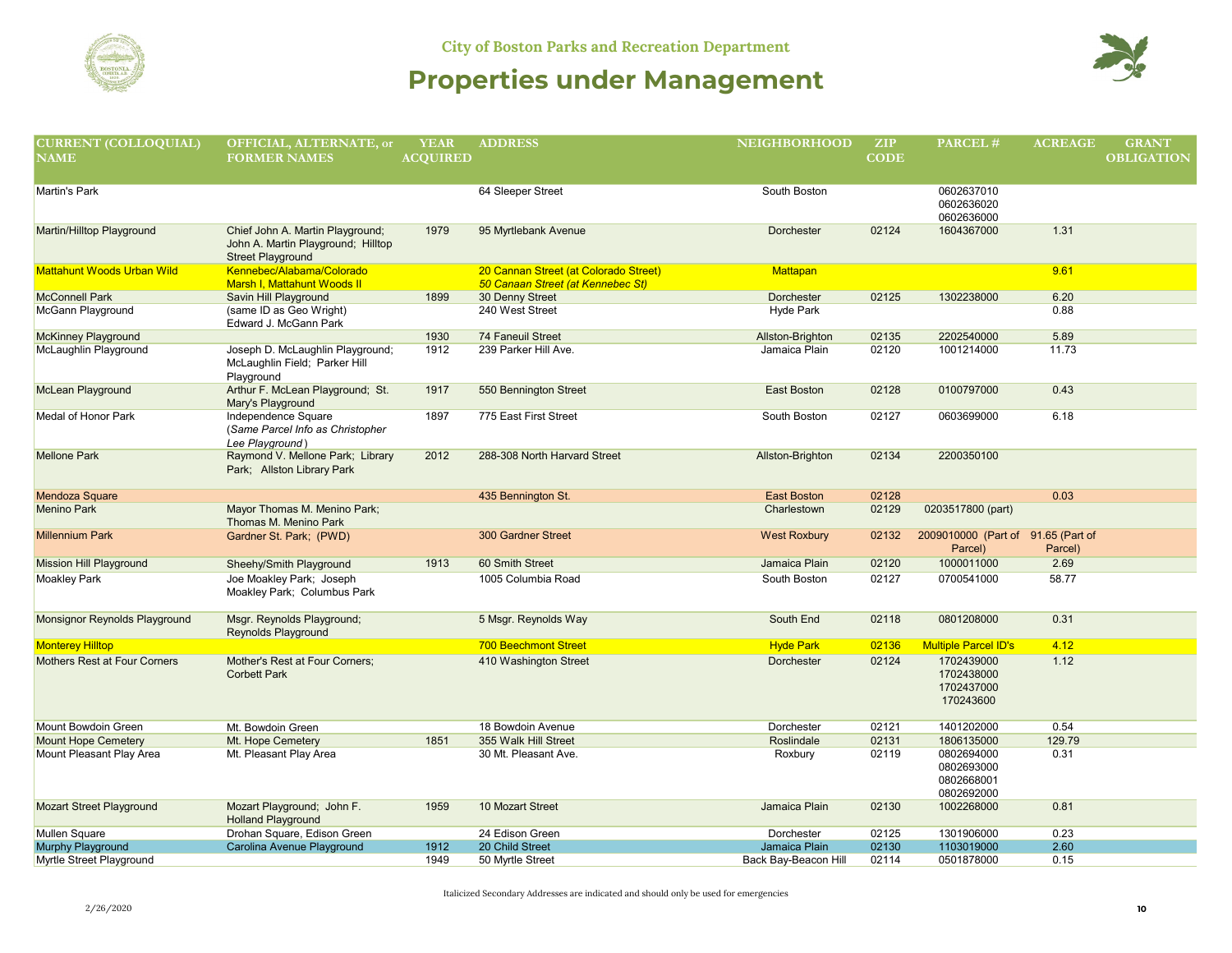City of Boston Parks and Recreation Department

# Properties under Management

| CURRENT (COLLOQUIAL) NAME | OFFICIAL, ALTERNATE, or FORMER NAMES | YEAR ACQUIRED | ADDRESS | NEIGHBORHOOD | ZIP CODE | PARCEL # | ACREAGE | GRANT OBLIGATION |
|---|---|---|---|---|---|---|---|---|
| Martin's Park | | | 64 Sleeper Street | South Boston | | 0602637010 0602636020 0602636000 | | |
| Martin/Hilltop Playground | Chief John A. Martin Playground; John A. Martin Playground; Hilltop Street Playground | 1979 | 95 Myrtlebank Avenue | Dorchester | 02124 | 1604367000 | 1.31 | |
| Mattahunt Woods Urban Wild | Kennebec/Alabama/Colorado Marsh I, Mattahunt Woods II | | 20 Cannan Street (at Colorado Street) *50 Canaan Street (at Kennebec St)* | Mattapan | | | 9.61 | |
| McConnell Park | Savin Hill Playground | 1899 | 30 Denny Street | Dorchester | 02125 | 1302238000 | 6.20 | |
| McGann Playground | (same ID as Geo Wright) Edward J. McGann Park | | 240 West Street | Hyde Park | | | 0.88 | |
| McKinney Playground | | 1930 | 74 Faneuil Street | Allston-Brighton | 02135 | 2202540000 | 5.89 | |
| McLaughlin Playground | Joseph D. McLaughlin Playground; McLaughlin Field; Parker Hill Playground | 1912 | 239 Parker Hill Ave. | Jamaica Plain | 02120 | 1001214000 | 11.73 | |
| McLean Playground | Arthur F. McLean Playground; St. Mary's Playground | 1917 | 550 Bennington Street | East Boston | 02128 | 0100797000 | 0.43 | |
| Medal of Honor Park | Independence Square (*Same Parcel Info as Christopher Lee Playground*) | 1897 | 775 East First Street | South Boston | 02127 | 0603699000 | 6.18 | |
| Mellone Park | Raymond V. Mellone Park; Library Park; Allston Library Park | 2012 | 288-308 North Harvard Street | Allston-Brighton | 02134 | 2200350100 | | |
| Mendoza Square | | | 435 Bennington St. | East Boston | 02128 | | 0.03 | |
| Menino Park | Mayor Thomas M. Menino Park; Thomas M. Menino Park | | | Charlestown | 02129 | 0203517800 (part) | | |
| Millennium Park | Gardner St. Park; (PWD) | | 300 Gardner Street | West Roxbury | 02132 | 2009010000 (Part of Parcel) | 91.65 (Part of Parcel) | |
| Mission Hill Playground | Sheehy/Smith Playground | 1913 | 60 Smith Street | Jamaica Plain | 02120 | 1000011000 | 2.69 | |
| Moakley Park | Joe Moakley Park; Joseph Moakley Park; Columbus Park | | 1005 Columbia Road | South Boston | 02127 | 0700541000 | 58.77 | |
| Monsignor Reynolds Playground | Msgr. Reynolds Playground; Reynolds Playground | | 5 Msgr. Reynolds Way | South End | 02118 | 0801208000 | 0.31 | |
| Monterey Hilltop | | | 700 Beechmont Street | Hyde Park | 02136 | Multiple Parcel ID's | 4.12 | |
| Mothers Rest at Four Corners | Mother's Rest at Four Corners; Corbett Park | | 410 Washington Street | Dorchester | 02124 | 1702439000 1702438000 1702437000 170243600 | 1.12 | |
| Mount Bowdoin Green | Mt. Bowdoin Green | | 18 Bowdoin Avenue | Dorchester | 02121 | 1401202000 | 0.54 | |
| Mount Hope Cemetery | Mt. Hope Cemetery | 1851 | 355 Walk Hill Street | Roslindale | 02131 | 1806135000 | 129.79 | |
| Mount Pleasant Play Area | Mt. Pleasant Play Area | | 30 Mt. Pleasant Ave. | Roxbury | 02119 | 0802694000 0802693000 0802668001 0802692000 | 0.31 | |
| Mozart Street Playground | Mozart Playground; John F. Holland Playground | 1959 | 10 Mozart Street | Jamaica Plain | 02130 | 1002268000 | 0.81 | |
| Mullen Square | Drohan Square, Edison Green | | 24 Edison Green | Dorchester | 02125 | 1301906000 | 0.23 | |
| Murphy Playground | Carolina Avenue Playground | 1912 | 20 Child Street | Jamaica Plain | 02130 | 1103019000 | 2.60 | |
| Myrtle Street Playground | | 1949 | 50 Myrtle Street | Back Bay-Beacon Hill | 02114 | 0501878000 | 0.15 | |

Italicized Secondary Addresses are indicated and should only be used for emergencies

2/26/2020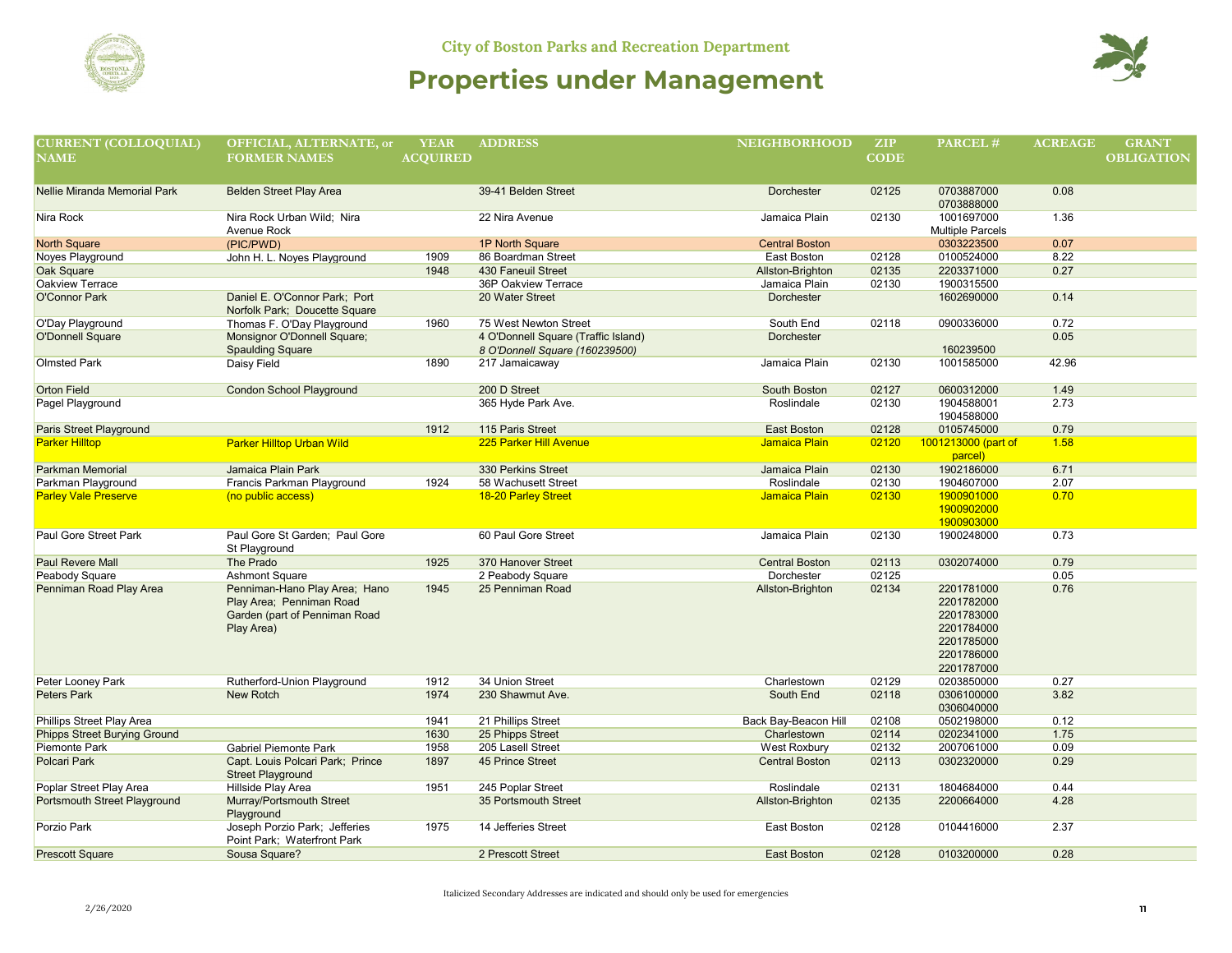# City of Boston Parks and Recreation Department

## Properties under Management

| CURRENT (COLLOQUIAL) NAME | OFFICIAL, ALTERNATE, or FORMER NAMES | YEAR ACQUIRED | ADDRESS | NEIGHBORHOOD | ZIP CODE | PARCEL # | ACREAGE | GRANT OBLIGATION |
|---|---|---|---|---|---|---|---|---|
| Nellie Miranda Memorial Park | Belden Street Play Area | | 39-41 Belden Street | Dorchester | 02125 | 0703887000 0703888000 | 0.08 | |
| Nira Rock | Nira Rock Urban Wild; Nira Avenue Rock | | 22 Nira Avenue | Jamaica Plain | 02130 | 1001697000 Multiple Parcels | 1.36 | |
| North Square | (PIC/PWD) | | 1P North Square | Central Boston | | 0303223500 | 0.07 | |
| Noyes Playground | John H. L. Noyes Playground | 1909 | 86 Boardman Street | East Boston | 02128 | 0100524000 | 8.22 | |
| Oak Square | | 1948 | 430 Faneuil Street | Allston-Brighton | 02135 | 2203371000 | 0.27 | |
| Oakview Terrace | | | 36P Oakview Terrace | Jamaica Plain | 02130 | 1900315500 | | |
| O'Connor Park | Daniel E. O'Connor Park; Port Norfolk Park; Doucette Square | | 20 Water Street | Dorchester | | 1602690000 | 0.14 | |
| O'Day Playground | Thomas F. O'Day Playground | 1960 | 75 West Newton Street | South End | 02118 | 0900336000 | 0.72 | |
| O'Donnell Square | Monsignor O'Donnell Square; Spaulding Square | | 4 O'Donnell Square (Traffic Island) *8 O'Donnell Square (160239500)* | Dorchester | | 160239500 | 0.05 | |
| Olmsted Park | Daisy Field | 1890 | 217 Jamaicaway | Jamaica Plain | 02130 | 1001585000 | 42.96 | |
| Orton Field | Condon School Playground | | 200 D Street | South Boston | 02127 | 0600312000 | 1.49 | |
| Pagel Playground | | | 365 Hyde Park Ave. | Roslindale | 02130 | 1904588001 1904588000 | 2.73 | |
| Paris Street Playground | | 1912 | 115 Paris Street | East Boston | 02128 | 0105745000 | 0.79 | |
| Parker Hilltop | Parker Hilltop Urban Wild | | 225 Parker Hill Avenue | Jamaica Plain | 02120 | 1001213000 (part of parcel) | 1.58 | |
| Parkman Memorial | Jamaica Plain Park | | 330 Perkins Street | Jamaica Plain | 02130 | 1902186000 | 6.71 | |
| Parkman Playground | Francis Parkman Playground | 1924 | 58 Wachusett Street | Roslindale | 02130 | 1904607000 | 2.07 | |
| Parley Vale Preserve | (no public access) | | 18-20 Parley Street | Jamaica Plain | 02130 | 1900901000 1900902000 1900903000 | 0.70 | |
| Paul Gore Street Park | Paul Gore St Garden; Paul Gore St Playground | | 60 Paul Gore Street | Jamaica Plain | 02130 | 1900248000 | 0.73 | |
| Paul Revere Mall | The Prado | 1925 | 370 Hanover Street | Central Boston | 02113 | 0302074000 | 0.79 | |
| Peabody Square | Ashmont Square | | 2 Peabody Square | Dorchester | 02125 | | 0.05 | |
| Penniman Road Play Area | Penniman-Hano Play Area; Hano Play Area; Penniman Road Garden (part of Penniman Road Play Area) | 1945 | 25 Penniman Road | Allston-Brighton | 02134 | 2201781000 2201782000 2201783000 2201784000 2201785000 2201786000 2201787000 | 0.76 | |
| Peter Looney Park | Rutherford-Union Playground | 1912 | 34 Union Street | Charlestown | 02129 | 0203850000 | 0.27 | |
| Peters Park | New Rotch | 1974 | 230 Shawmut Ave. | South End | 02118 | 0306100000 0306040000 | 3.82 | |
| Phillips Street Play Area | | 1941 | 21 Phillips Street | Back Bay-Beacon Hill | 02108 | 0502198000 | 0.12 | |
| Phipps Street Burying Ground | | 1630 | 25 Phipps Street | Charlestown | 02114 | 0202341000 | 1.75 | |
| Piemonte Park | Gabriel Piemonte Park | 1958 | 205 Lasell Street | West Roxbury | 02132 | 2007061000 | 0.09 | |
| Polcari Park | Capt. Louis Polcari Park; Prince Street Playground | 1897 | 45 Prince Street | Central Boston | 02113 | 0302320000 | 0.29 | |
| Poplar Street Play Area | Hillside Play Area | 1951 | 245 Poplar Street | Roslindale | 02131 | 1804684000 | 0.44 | |
| Portsmouth Street Playground | Murray/Portsmouth Street Playground | | 35 Portsmouth Street | Allston-Brighton | 02135 | 2200664000 | 4.28 | |
| Porzio Park | Joseph Porzio Park; Jefferies Point Park; Waterfront Park | 1975 | 14 Jefferies Street | East Boston | 02128 | 0104416000 | 2.37 | |
| Prescott Square | Sousa Square? | | 2 Prescott Street | East Boston | 02128 | 0103200000 | 0.28 | |

Italicized Secondary Addresses are indicated and should only be used for emergencies

2/26/2020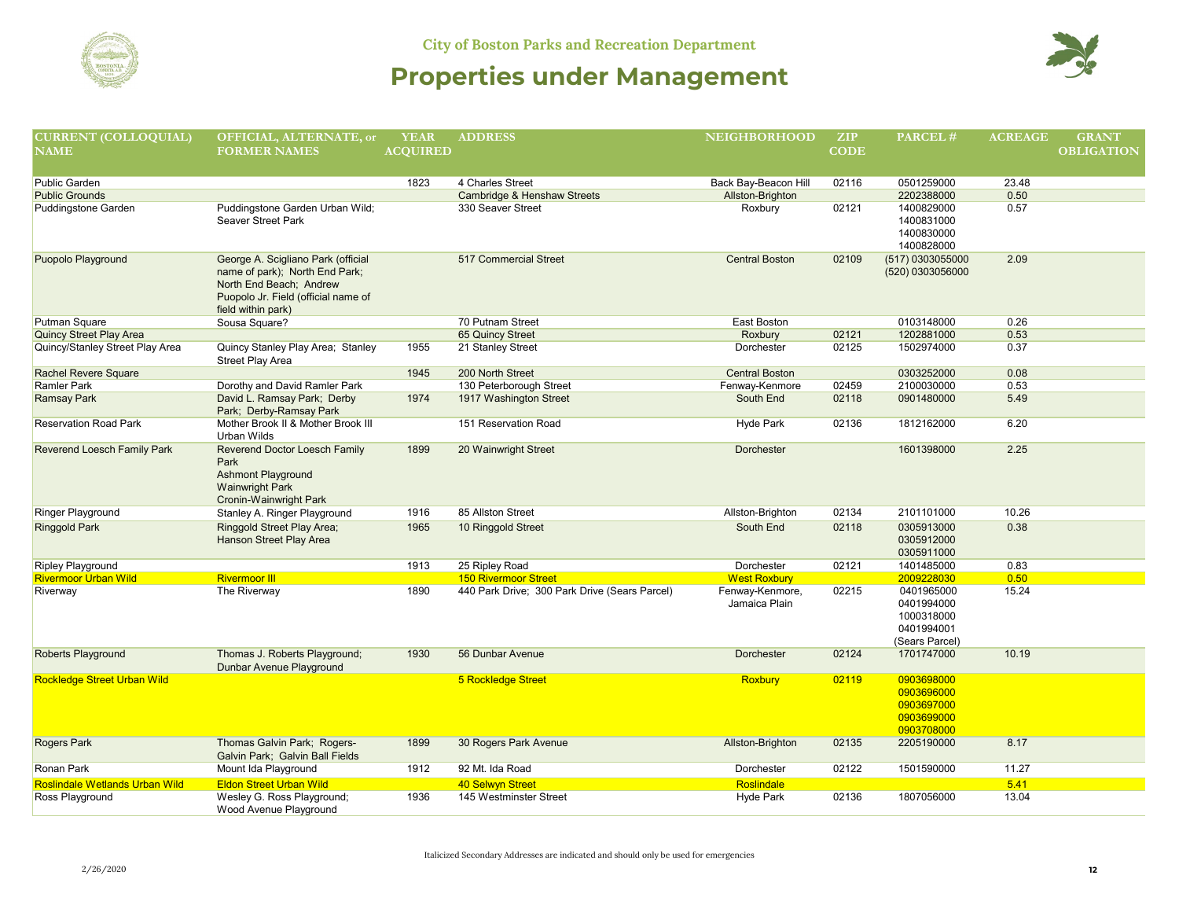City of Boston Parks and Recreation Department

# Properties under Management

| CURRENT (COLLOQUIAL) NAME | OFFICIAL, ALTERNATE, or FORMER NAMES | YEAR ACQUIRED | ADDRESS | NEIGHBORHOOD | ZIP CODE | PARCEL # | ACREAGE | GRANT OBLIGATION |
|---|---|---|---|---|---|---|---|---|
| Public Garden | | 1823 | 4 Charles Street | Back Bay-Beacon Hill | 02116 | 0501259000 | 23.48 | |
| Public Grounds | | | Cambridge & Henshaw Streets | Allston-Brighton | | 2202388000 | 0.50 | |
| Puddingstone Garden | Puddingstone Garden Urban Wild; Seaver Street Park | | 330 Seaver Street | Roxbury | 02121 | 1400829000 1400831000 1400830000 1400828000 | 0.57 | |
| Puopolo Playground | George A. Scigliano Park (official name of park); North End Park; North End Beach; Andrew Puopolo Jr. Field (official name of field within park) | | 517 Commercial Street | Central Boston | 02109 | (517) 0303055000 (520) 0303056000 | 2.09 | |
| Putman Square | Sousa Square? | | 70 Putnam Street | East Boston | | 0103148000 | 0.26 | |
| Quincy Street Play Area | | | 65 Quincy Street | Roxbury | 02121 | 1202881000 | 0.53 | |
| Quincy/Stanley Street Play Area | Quincy Stanley Play Area; Stanley Street Play Area | 1955 | 21 Stanley Street | Dorchester | 02125 | 1502974000 | 0.37 | |
| Rachel Revere Square | | 1945 | 200 North Street | Central Boston | | 0303252000 | 0.08 | |
| Ramler Park | Dorothy and David Ramler Park | | 130 Peterborough Street | Fenway-Kenmore | 02459 | 2100030000 | 0.53 | |
| Ramsay Park | David L. Ramsay Park; Derby Park; Derby-Ramsay Park | 1974 | 1917 Washington Street | South End | 02118 | 0901480000 | 5.49 | |
| Reservation Road Park | Mother Brook II & Mother Brook III Urban Wilds | | 151 Reservation Road | Hyde Park | 02136 | 1812162000 | 6.20 | |
| Reverend Loesch Family Park | Reverend Doctor Loesch Family Park Ashmont Playground Wainwright Park Cronin-Wainwright Park | 1899 | 20 Wainwright Street | Dorchester | | 1601398000 | 2.25 | |
| Ringer Playground | Stanley A. Ringer Playground | 1916 | 85 Allston Street | Allston-Brighton | 02134 | 2101101000 | 10.26 | |
| Ringgold Park | Ringgold Street Play Area; Hanson Street Play Area | 1965 | 10 Ringgold Street | South End | 02118 | 0305913000 0305912000 0305911000 | 0.38 | |
| Ripley Playground | | 1913 | 25 Ripley Road | Dorchester | 02121 | 1401485000 | 0.83 | |
| Rivermoor Urban Wild | Rivermoor III | | 150 Rivermoor Street | West Roxbury | | 2009228030 | 0.50 | |
| Riverway | The Riverway | 1890 | 440 Park Drive; 300 Park Drive (Sears Parcel) | Fenway-Kenmore, Jamaica Plain | 02215 | 0401965000 0401994000 1000318000 0401994001 (Sears Parcel) | 15.24 | |
| Roberts Playground | Thomas J. Roberts Playground; Dunbar Avenue Playground | 1930 | 56 Dunbar Avenue | Dorchester | 02124 | 1701747000 | 10.19 | |
| Rockledge Street Urban Wild | | | 5 Rockledge Street | Roxbury | 02119 | 0903698000 0903696000 0903697000 0903699000 0903708000 | | |
| Rogers Park | Thomas Galvin Park; Rogers-Galvin Park; Galvin Ball Fields | 1899 | 30 Rogers Park Avenue | Allston-Brighton | 02135 | 2205190000 | 8.17 | |
| Ronan Park | Mount Ida Playground | 1912 | 92 Mt. Ida Road | Dorchester | 02122 | 1501590000 | 11.27 | |
| Roslindale Wetlands Urban Wild | Eldon Street Urban Wild | | 40 Selwyn Street | Roslindale | | | 5.41 | |
| Ross Playground | Wesley G. Ross Playground; Wood Avenue Playground | 1936 | 145 Westminster Street | Hyde Park | 02136 | 1807056000 | 13.04 | |

Italicized Secondary Addresses are indicated and should only be used for emergencies

2/26/2020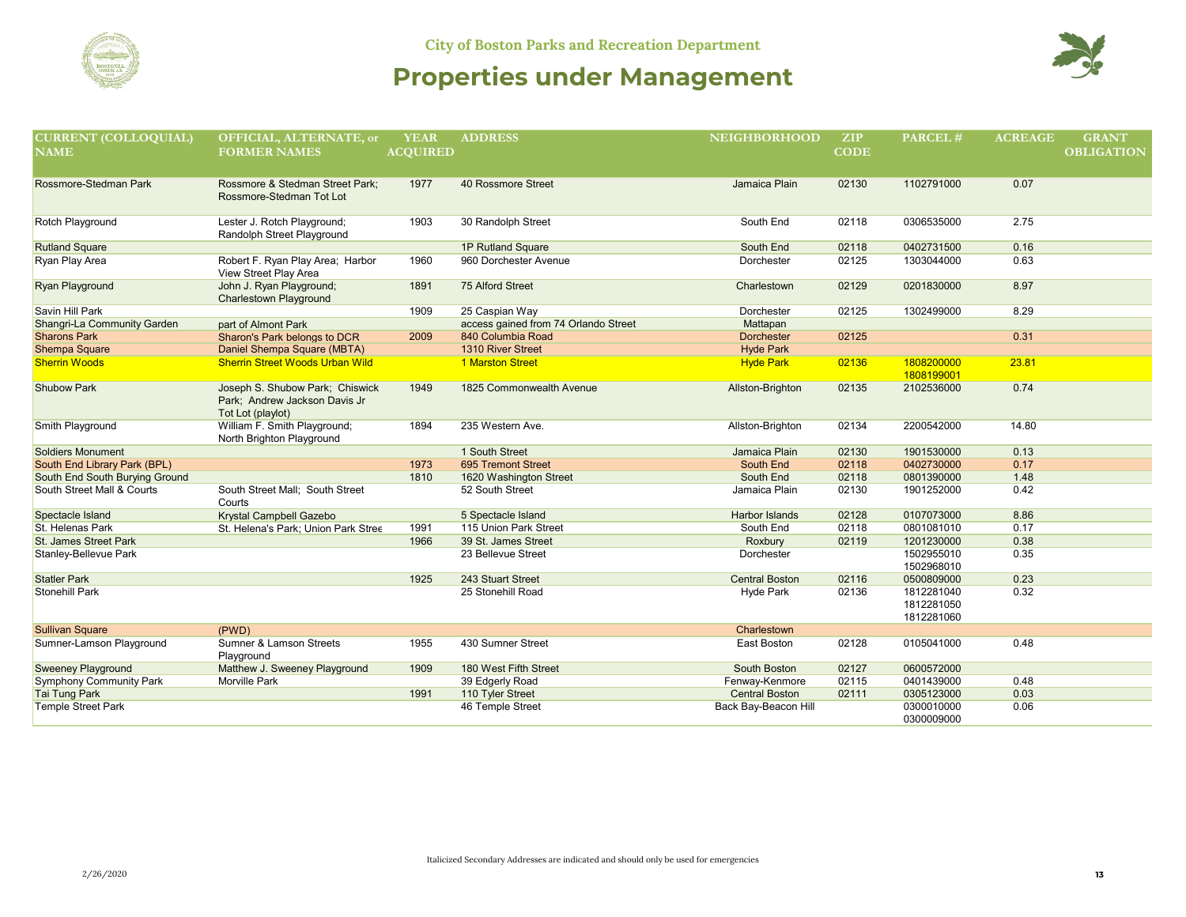## City of Boston Parks and Recreation Department

# Properties under Management

| CURRENT (COLLOQUIAL) NAME | OFFICIAL, ALTERNATE, or FORMER NAMES | YEAR ACQUIRED | ADDRESS | NEIGHBORHOOD | ZIP CODE | PARCEL # | ACREAGE | GRANT OBLIGATION |
|---|---|---|---|---|---|---|---|---|
| Rossmore-Stedman Park | Rossmore & Stedman Street Park; Rossmore-Stedman Tot Lot | 1977 | 40 Rossmore Street | Jamaica Plain | 02130 | 1102791000 | 0.07 | |
| Rotch Playground | Lester J. Rotch Playground; Randolph Street Playground | 1903 | 30 Randolph Street | South End | 02118 | 0306535000 | 2.75 | |
| Rutland Square | | | 1P Rutland Square | South End | 02118 | 0402731500 | 0.16 | |
| Ryan Play Area | Robert F. Ryan Play Area; Harbor View Street Play Area | 1960 | 960 Dorchester Avenue | Dorchester | 02125 | 1303044000 | 0.63 | |
| Ryan Playground | John J. Ryan Playground; Charlestown Playground | 1891 | 75 Alford Street | Charlestown | 02129 | 0201830000 | 8.97 | |
| Savin Hill Park | | 1909 | 25 Caspian Way | Dorchester | 02125 | 1302499000 | 8.29 | |
| Shangri-La Community Garden | part of Almont Park | | access gained from 74 Orlando Street | Mattapan | | | | |
| Sharons Park | Sharon's Park belongs to DCR | 2009 | 840 Columbia Road | Dorchester | 02125 | | 0.31 | |
| Shempa Square | Daniel Shempa Square (MBTA) | | 1310 River Street | Hyde Park | | | | |
| Sherrin Woods | Sherrin Street Woods Urban Wild | | 1 Marston Street | Hyde Park | 02136 | 1808200000 1808199001 | 23.81 | |
| Shubow Park | Joseph S. Shubow Park; Chiswick Park; Andrew Jackson Davis Jr Tot Lot (playlot) | 1949 | 1825 Commonwealth Avenue | Allston-Brighton | 02135 | 2102536000 | 0.74 | |
| Smith Playground | William F. Smith Playground; North Brighton Playground | 1894 | 235 Western Ave. | Allston-Brighton | 02134 | 2200542000 | 14.80 | |
| Soldiers Monument | | | 1 South Street | Jamaica Plain | 02130 | 1901530000 | 0.13 | |
| South End Library Park (BPL) | | 1973 | 695 Tremont Street | South End | 02118 | 0402730000 | 0.17 | |
| South End South Burying Ground | | 1810 | 1620 Washington Street | South End | 02118 | 0801390000 | 1.48 | |
| South Street Mall & Courts | South Street Mall; South Street Courts | | 52 South Street | Jamaica Plain | 02130 | 1901252000 | 0.42 | |
| Spectacle Island | Krystal Campbell Gazebo | | 5 Spectacle Island | Harbor Islands | 02128 | 0107073000 | 8.86 | |
| St. Helenas Park | St. Helena's Park; Union Park Stree | 1991 | 115 Union Park Street | South End | 02118 | 0801081010 | 0.17 | |
| St. James Street Park | | 1966 | 39 St. James Street | Roxbury | 02119 | 1201230000 | 0.38 | |
| Stanley-Bellevue Park | | | 23 Bellevue Street | Dorchester | | 1502955010 1502968010 | 0.35 | |
| Statler Park | | 1925 | 243 Stuart Street | Central Boston | 02116 | 0500809000 | 0.23 | |
| Stonehill Park | | | 25 Stonehill Road | Hyde Park | 02136 | 1812281040 1812281050 1812281060 | 0.32 | |
| Sullivan Square | (PWD) | | | Charlestown | | | | |
| Sumner-Lamson Playground | Sumner & Lamson Streets Playground | 1955 | 430 Sumner Street | East Boston | 02128 | 0105041000 | 0.48 | |
| Sweeney Playground | Matthew J. Sweeney Playground | 1909 | 180 West Fifth Street | South Boston | 02127 | 0600572000 | | |
| Symphony Community Park | Morville Park | | 39 Edgerly Road | Fenway-Kenmore | 02115 | 0401439000 | 0.48 | |
| Tai Tung Park | | 1991 | 110 Tyler Street | Central Boston | 02111 | 0305123000 | 0.03 | |
| Temple Street Park | | | 46 Temple Street | Back Bay-Beacon Hill | | 0300010000 0300009000 | 0.06 | |

Italicized Secondary Addresses are indicated and should only be used for emergencies

2/26/2020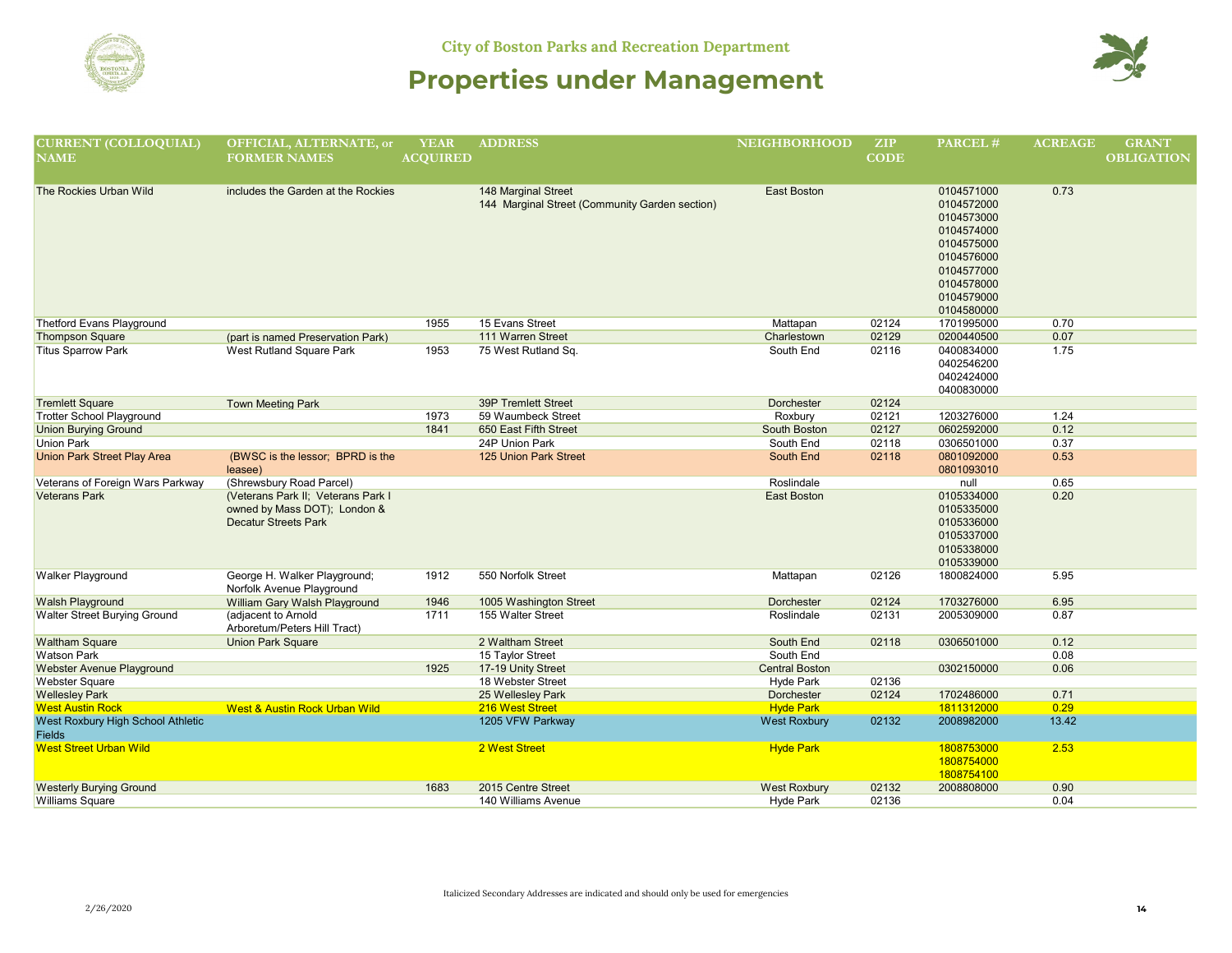City of Boston Parks and Recreation Department

# Properties under Management

| CURRENT (COLLOQUIAL) NAME | OFFICIAL, ALTERNATE, or FORMER NAMES | YEAR ACQUIRED | ADDRESS | NEIGHBORHOOD | ZIP CODE | PARCEL # | ACREAGE | GRANT OBLIGATION |
|---|---|---|---|---|---|---|---|---|
| The Rockies Urban Wild | includes the Garden at the Rockies | | 148 Marginal Street<br>144 Marginal Street (Community Garden section) | East Boston | | 0104571000<br>0104572000<br>0104573000<br>0104574000<br>0104575000<br>0104576000<br>0104577000<br>0104578000<br>0104579000<br>0104580000 | 0.73 | |
| Thetford Evans Playground | | 1955 | 15 Evans Street | Mattapan | 02124 | 1701995000 | 0.70 | |
| Thompson Square | (part is named Preservation Park) | | 111 Warren Street | Charlestown | 02129 | 0200440500 | 0.07 | |
| Titus Sparrow Park | West Rutland Square Park | 1953 | 75 West Rutland Sq. | South End | 02116 | 0400834000<br>0402546200<br>0402424000<br>0400830000 | 1.75 | |
| Tremlett Square | Town Meeting Park | | 39P Tremlett Street | Dorchester | 02124 | | | |
| Trotter School Playground | | 1973 | 59 Waumbeck Street | Roxbury | 02121 | 1203276000 | 1.24 | |
| Union Burying Ground | | 1841 | 650 East Fifth Street | South Boston | 02127 | 0602592000 | 0.12 | |
| Union Park | | | 24P Union Park | South End | 02118 | 0306501000 | 0.37 | |
| Union Park Street Play Area | (BWSC is the lessor; BPRD is the leasee) | | 125 Union Park Street | South End | 02118 | 0801092000<br>0801093010 | 0.53 | |
| Veterans of Foreign Wars Parkway | (Shrewsbury Road Parcel) | | | Roslindale | | null | 0.65 | |
| Veterans Park | (Veterans Park II; Veterans Park I owned by Mass DOT); London & Decatur Streets Park | | | East Boston | | 0105334000<br>0105335000<br>0105336000<br>0105337000<br>0105338000<br>0105339000 | 0.20 | |
| Walker Playground | George H. Walker Playground; Norfolk Avenue Playground | 1912 | 550 Norfolk Street | Mattapan | 02126 | 1800824000 | 5.95 | |
| Walsh Playground | William Gary Walsh Playground | 1946 | 1005 Washington Street | Dorchester | 02124 | 1703276000 | 6.95 | |
| Walter Street Burying Ground | (adjacent to Arnold Arboretum/Peters Hill Tract) | 1711 | 155 Walter Street | Roslindale | 02131 | 2005309000 | 0.87 | |
| Waltham Square | Union Park Square | | 2 Waltham Street | South End | 02118 | 0306501000 | 0.12 | |
| Watson Park | | | 15 Taylor Street | South End | | | 0.08 | |
| Webster Avenue Playground | | 1925 | 17-19 Unity Street | Central Boston | | 0302150000 | 0.06 | |
| Webster Square | | | 18 Webster Street | Hyde Park | 02136 | | | |
| Wellesley Park | | | 25 Wellesley Park | Dorchester | 02124 | 1702486000 | 0.71 | |
| West Austin Rock | West & Austin Rock Urban Wild | | 216 West Street | Hyde Park | | 1811312000 | 0.29 | |
| West Roxbury High School Athletic Fields | | | 1205 VFW Parkway | West Roxbury | 02132 | 2008982000 | 13.42 | |
| West Street Urban Wild | | | 2 West Street | Hyde Park | | 1808753000<br>1808754000<br>1808754100 | 2.53 | |
| Westerly Burying Ground | | 1683 | 2015 Centre Street | West Roxbury | 02132 | 2008808000 | 0.90 | |
| Williams Square | | | 140 Williams Avenue | Hyde Park | 02136 | | 0.04 | |

Italicized Secondary Addresses are indicated and should only be used for emergencies

2/26/2020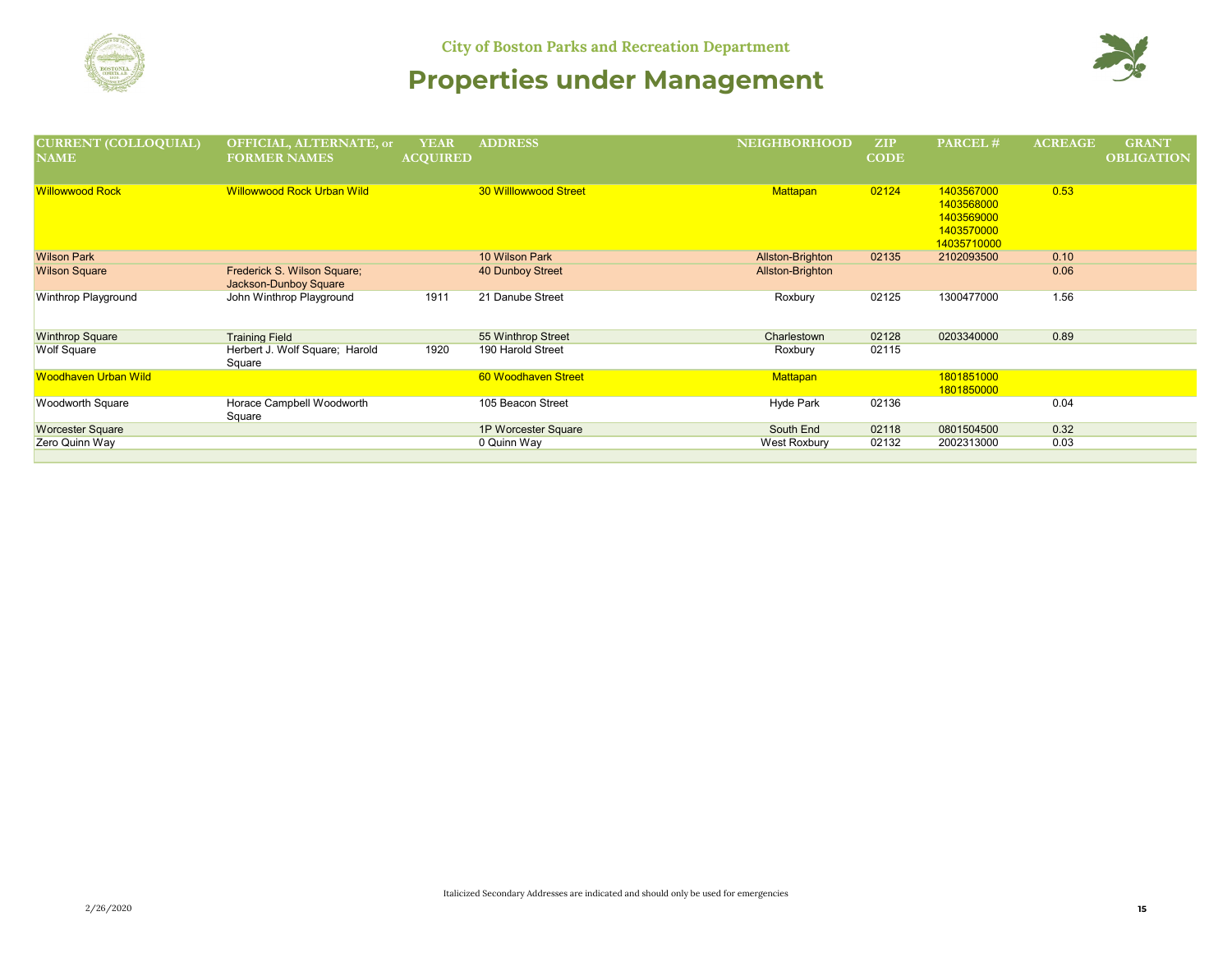City of Boston Parks and Recreation Department

# Properties under Management

| CURRENT (COLLOQUIAL) NAME | OFFICIAL, ALTERNATE, or FORMER NAMES | YEAR ACQUIRED | ADDRESS | NEIGHBORHOOD | ZIP CODE | PARCEL # | ACREAGE | GRANT OBLIGATION |
|---|---|---|---|---|---|---|---|---|
| Willowwood Rock | Willowwood Rock Urban Wild | | 30 Willlowwood Street | Mattapan | 02124 | 1403567000 1403568000 1403569000 1403570000 14035710000 | 0.53 | |
| Wilson Park | | | 10 Wilson Park | Allston-Brighton | 02135 | 2102093500 | 0.10 | |
| Wilson Square | Frederick S. Wilson Square; Jackson-Dunboy Square | | 40 Dunboy Street | Allston-Brighton | | | 0.06 | |
| Winthrop Playground | John Winthrop Playground | 1911 | 21 Danube Street | Roxbury | 02125 | 1300477000 | 1.56 | |
| Winthrop Square | Training Field | | 55 Winthrop Street | Charlestown | 02128 | 0203340000 | 0.89 | |
| Wolf Square | Herbert J. Wolf Square; Harold Square | 1920 | 190 Harold Street | Roxbury | 02115 | | | |
| Woodhaven Urban Wild | | | 60 Woodhaven Street | Mattapan | | 1801851000 1801850000 | | |
| Woodworth Square | Horace Campbell Woodworth Square | | 105 Beacon Street | Hyde Park | 02136 | | 0.04 | |
| Worcester Square | | | 1P Worcester Square | South End | 02118 | 0801504500 | 0.32 | |
| Zero Quinn Way | | | 0 Quinn Way | West Roxbury | 02132 | 2002313000 | 0.03 | |

Italicized Secondary Addresses are indicated and should only be used for emergencies

2/26/2020